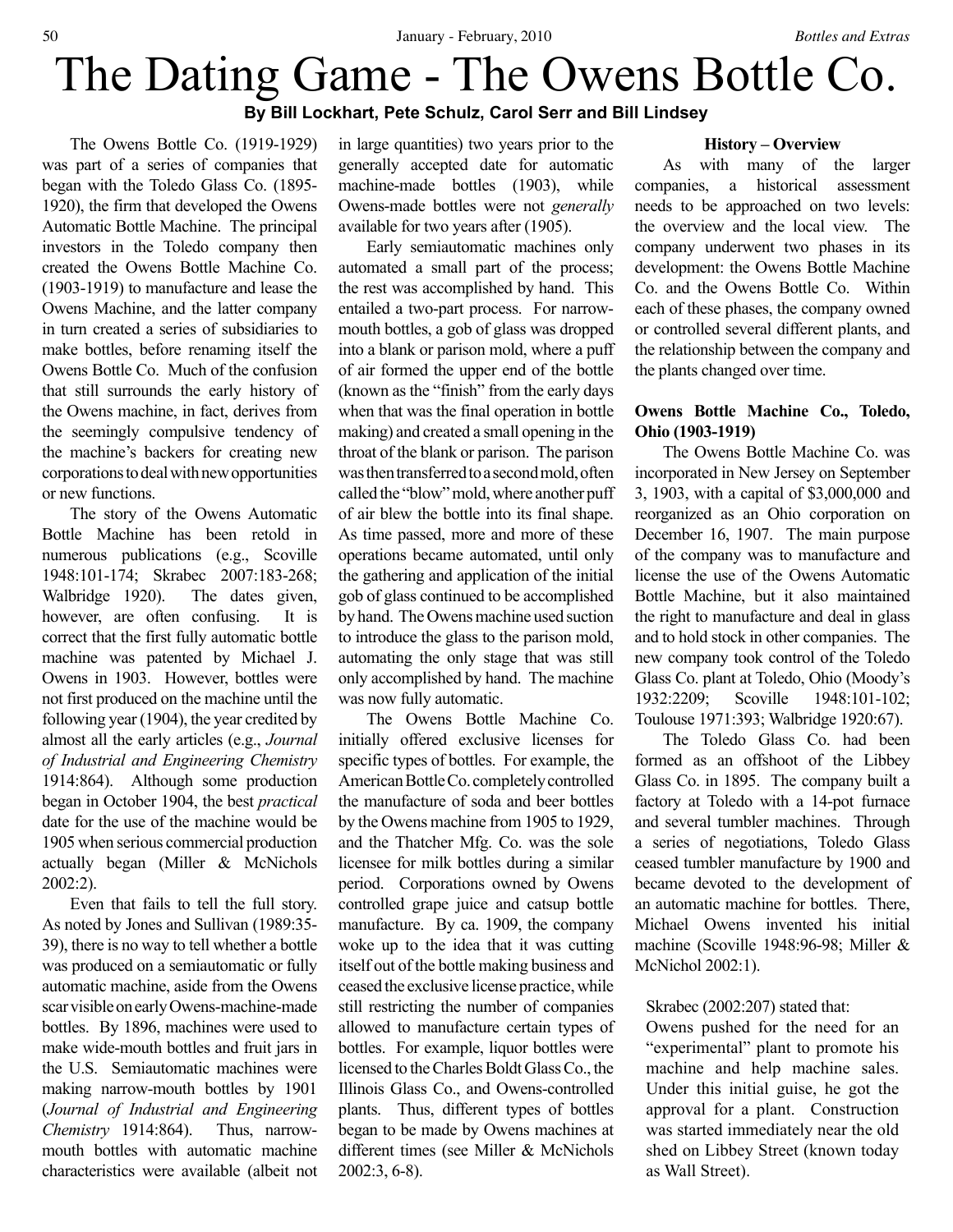# The Dating Game - The Owens Bottle Co.

**By Bill Lockhart, Pete Schulz, Carol Serr and Bill Lindsey**

The Owens Bottle Co. (1919-1929) was part of a series of companies that began with the Toledo Glass Co. (1895-1920), the firm that developed the Owens Automatic Bottle Machine. The principal investors in the Toledo company then created the Owens Bottle Machine Co. (1903-1919) to manufacture and lease the Owens Machine, and the latter company in turn created a series of subsidiaries to make bottles, before renaming itself the Owens Bottle Co. Much of the confusion that still surrounds the early history of the Owens machine, in fact, derives from the seemingly compulsive tendency of the machine's backers for creating new corporations to deal with new opportunities or new functions.

The story of the Owens Automatic Bottle Machine has been retold in numerous publications (e.g., Scoville 1948:101-174; Skrabec 2007:183-268; Walbridge 1920). The dates given, however, are often confusing. It is correct that the first fully automatic bottle machine was patented by Michael J. Owens in 1903. However, bottles were not first produced on the machine until the following year (1904), the year credited by almost all the early articles (e.g., *Journal of Industrial and Engineering Chemistry* 1914:864). Although some production began in October 1904, the best *practical* date for the use of the machine would be 1905 when serious commercial production actually began (Miller & McNichols 2002:2).

Even that fails to tell the full story. As noted by Jones and Sullivan (1989:35-39), there is no way to tell whether a bottle was produced on a semiautomatic or fully automatic machine, aside from the Owens scar visible on early Owens-machine-made bottles. By 1896, machines were used to make wide-mouth bottles and fruit jars in the U.S. Semiautomatic machines were making narrow-mouth bottles by 1901 (*Journal of Industrial and Engineering Chemistry* 1914:864). Thus, narrow-mouth bottles with automatic machine characteristics were available (albeit not in large quantities) two years prior to the generally accepted date for automatic machine-made bottles (1903), while Owens-made bottles were not *generally* available for two years after (1905).

Early semiautomatic machines only automated a small part of the process; the rest was accomplished by hand. This entailed a two-part process. For narrow-mouth bottles, a gob of glass was dropped into a blank or parison mold, where a puff of air formed the upper end of the bottle (known as the "finish" from the early days when that was the final operation in bottle making) and created a small opening in the throat of the blank or parison. The parison was then transferred to a second mold, often called the "blow" mold, where another puff of air blew the bottle into its final shape. As time passed, more and more of these operations became automated, until only the gathering and application of the initial gob of glass continued to be accomplished by hand. The Owens machine used suction to introduce the glass to the parison mold, automating the only stage that was still only accomplished by hand. The machine was now fully automatic.

The Owens Bottle Machine Co. initially offered exclusive licenses for specific types of bottles. For example, the American Bottle Co. completely controlled the manufacture of soda and beer bottles by the Owens machine from 1905 to 1929, and the Thatcher Mfg. Co. was the sole licensee for milk bottles during a similar period. Corporations owned by Owens controlled grape juice and catsup bottle manufacture. By ca. 1909, the company woke up to the idea that it was cutting itself out of the bottle making business and ceased the exclusive license practice, while still restricting the number of companies allowed to manufacture certain types of bottles. For example, liquor bottles were licensed to the Charles Boldt Glass Co., the Illinois Glass Co., and Owens-controlled plants. Thus, different types of bottles began to be made by Owens machines at different times (see Miller & McNichols 2002:3, 6-8).

## History – Overview

As with many of the larger companies, a historical assessment needs to be approached on two levels: the overview and the local view. The company underwent two phases in its development: the Owens Bottle Machine Co. and the Owens Bottle Co. Within each of these phases, the company owned or controlled several different plants, and the relationship between the company and the plants changed over time.

### Owens Bottle Machine Co., Toledo, Ohio (1903-1919)

The Owens Bottle Machine Co. was incorporated in New Jersey on September 3, 1903, with a capital of $3,000,000 and reorganized as an Ohio corporation on December 16, 1907. The main purpose of the company was to manufacture and license the use of the Owens Automatic Bottle Machine, but it also maintained the right to manufacture and deal in glass and to hold stock in other companies. The new company took control of the Toledo Glass Co. plant at Toledo, Ohio (Moody's 1932:2209; Scoville 1948:101-102; Toulouse 1971:393; Walbridge 1920:67).

The Toledo Glass Co. had been formed as an offshoot of the Libbey Glass Co. in 1895. The company built a factory at Toledo with a 14-pot furnace and several tumbler machines. Through a series of negotiations, Toledo Glass ceased tumbler manufacture by 1900 and became devoted to the development of an automatic machine for bottles. There, Michael Owens invented his initial machine (Scoville 1948:96-98; Miller & McNichol 2002:1).

Skrabec (2002:207) stated that:

> Owens pushed for the need for an "experimental" plant to promote his machine and help machine sales. Under this initial guise, he got the approval for a plant. Construction was started immediately near the old shed on Libbey Street (known today as Wall Street).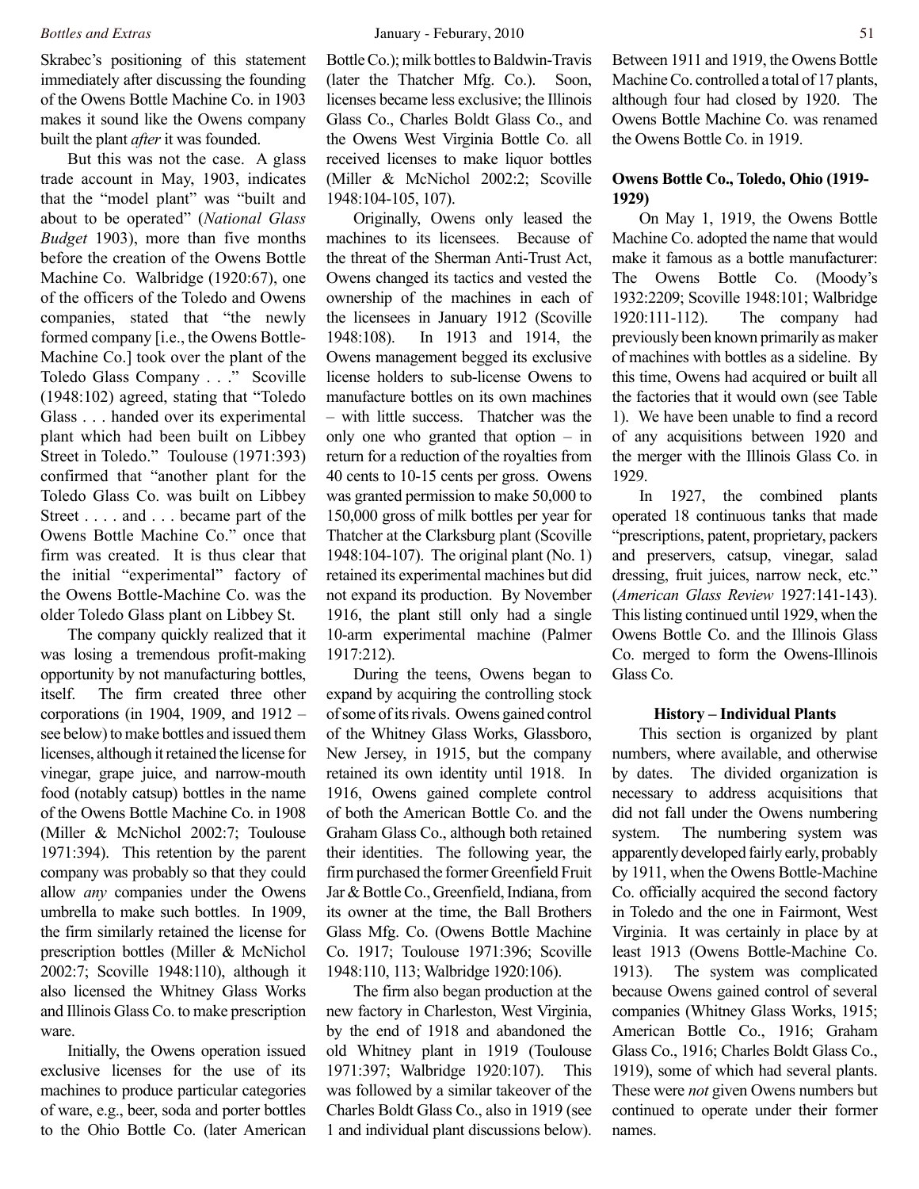Skrabec's positioning of this statement immediately after discussing the founding of the Owens Bottle Machine Co. in 1903 makes it sound like the Owens company built the plant *after* it was founded.

But this was not the case. A glass trade account in May, 1903, indicates that the "model plant" was "built and about to be operated" (*National Glass Budget* 1903), more than five months before the creation of the Owens Bottle Machine Co. Walbridge (1920:67), one of the officers of the Toledo and Owens companies, stated that "the newly formed company [i.e., the Owens Bottle-Machine Co.] took over the plant of the Toledo Glass Company . . ." Scoville (1948:102) agreed, stating that "Toledo Glass . . . handed over its experimental plant which had been built on Libbey Street in Toledo." Toulouse (1971:393) confirmed that "another plant for the Toledo Glass Co. was built on Libbey Street . . . . and . . . became part of the Owens Bottle Machine Co." once that firm was created. It is thus clear that the initial "experimental" factory of the Owens Bottle-Machine Co. was the older Toledo Glass plant on Libbey St.

The company quickly realized that it was losing a tremendous profit-making opportunity by not manufacturing bottles, itself. The firm created three other corporations (in 1904, 1909, and 1912 – see below) to make bottles and issued them licenses, although it retained the license for vinegar, grape juice, and narrow-mouth food (notably catsup) bottles in the name of the Owens Bottle Machine Co. in 1908 (Miller & McNichol 2002:7; Toulouse 1971:394). This retention by the parent company was probably so that they could allow *any* companies under the Owens umbrella to make such bottles. In 1909, the firm similarly retained the license for prescription bottles (Miller & McNichol 2002:7; Scoville 1948:110), although it also licensed the Whitney Glass Works and Illinois Glass Co. to make prescription ware.

Initially, the Owens operation issued exclusive licenses for the use of its machines to produce particular categories of ware, e.g., beer, soda and porter bottles to the Ohio Bottle Co. (later American Bottle Co.); milk bottles to Baldwin-Travis (later the Thatcher Mfg. Co.). Soon, licenses became less exclusive; the Illinois Glass Co., Charles Boldt Glass Co., and the Owens West Virginia Bottle Co. all received licenses to make liquor bottles (Miller & McNichol 2002:2; Scoville 1948:104-105, 107).

Originally, Owens only leased the machines to its licensees. Because of the threat of the Sherman Anti-Trust Act, Owens changed its tactics and vested the ownership of the machines in each of the licensees in January 1912 (Scoville 1948:108). In 1913 and 1914, the Owens management begged its exclusive license holders to sub-license Owens to manufacture bottles on its own machines – with little success. Thatcher was the only one who granted that option – in return for a reduction of the royalties from 40 cents to 10-15 cents per gross. Owens was granted permission to make 50,000 to 150,000 gross of milk bottles per year for Thatcher at the Clarksburg plant (Scoville 1948:104-107). The original plant (No. 1) retained its experimental machines but did not expand its production. By November 1916, the plant still only had a single 10-arm experimental machine (Palmer 1917:212).

During the teens, Owens began to expand by acquiring the controlling stock of some of its rivals. Owens gained control of the Whitney Glass Works, Glassboro, New Jersey, in 1915, but the company retained its own identity until 1918. In 1916, Owens gained complete control of both the American Bottle Co. and the Graham Glass Co., although both retained their identities. The following year, the firm purchased the former Greenfield Fruit Jar & Bottle Co., Greenfield, Indiana, from its owner at the time, the Ball Brothers Glass Mfg. Co. (Owens Bottle Machine Co. 1917; Toulouse 1971:396; Scoville 1948:110, 113; Walbridge 1920:106).

The firm also began production at the new factory in Charleston, West Virginia, by the end of 1918 and abandoned the old Whitney plant in 1919 (Toulouse 1971:397; Walbridge 1920:107). This was followed by a similar takeover of the Charles Boldt Glass Co., also in 1919 (see 1 and individual plant discussions below). Between 1911 and 1919, the Owens Bottle Machine Co. controlled a total of 17 plants, although four had closed by 1920. The Owens Bottle Machine Co. was renamed the Owens Bottle Co. in 1919.

### Owens Bottle Co., Toledo, Ohio (1919-1929)

On May 1, 1919, the Owens Bottle Machine Co. adopted the name that would make it famous as a bottle manufacturer: The Owens Bottle Co. (Moody's 1932:2209; Scoville 1948:101; Walbridge 1920:111-112). The company had previously been known primarily as maker of machines with bottles as a sideline. By this time, Owens had acquired or built all the factories that it would own (see Table 1). We have been unable to find a record of any acquisitions between 1920 and the merger with the Illinois Glass Co. in 1929.

In 1927, the combined plants operated 18 continuous tanks that made "prescriptions, patent, proprietary, packers and preservers, catsup, vinegar, salad dressing, fruit juices, narrow neck, etc." (*American Glass Review* 1927:141-143). This listing continued until 1929, when the Owens Bottle Co. and the Illinois Glass Co. merged to form the Owens-Illinois Glass Co.

### History – Individual Plants

This section is organized by plant numbers, where available, and otherwise by dates. The divided organization is necessary to address acquisitions that did not fall under the Owens numbering system. The numbering system was apparently developed fairly early, probably by 1911, when the Owens Bottle-Machine Co. officially acquired the second factory in Toledo and the one in Fairmont, West Virginia. It was certainly in place by at least 1913 (Owens Bottle-Machine Co. 1913). The system was complicated because Owens gained control of several companies (Whitney Glass Works, 1915; American Bottle Co., 1916; Graham Glass Co., 1916; Charles Boldt Glass Co., 1919), some of which had several plants. These were *not* given Owens numbers but continued to operate under their former names.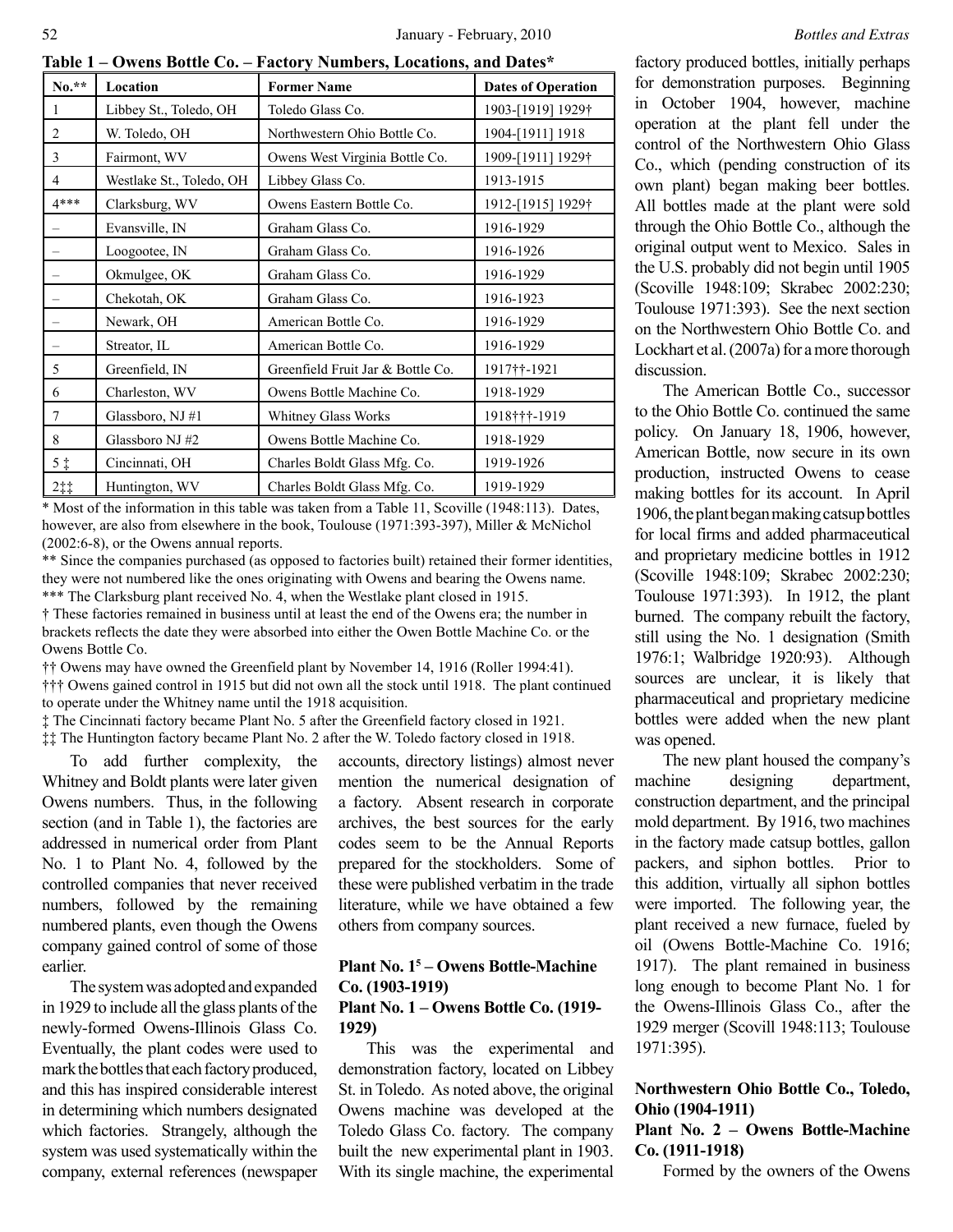**Table 1 – Owens Bottle Co. – Factory Numbers, Locations, and Dates***

| No.** | Location | Former Name | Dates of Operation |
|---|---|---|---|
| 1 | Libbey St., Toledo, OH | Toledo Glass Co. | 1903-[1919] 1929† |
| 2 | W. Toledo, OH | Northwestern Ohio Bottle Co. | 1904-[1911] 1918 |
| 3 | Fairmont, WV | Owens West Virginia Bottle Co. | 1909-[1911] 1929† |
| 4 | Westlake St., Toledo, OH | Libbey Glass Co. | 1913-1915 |
| 4*** | Clarksburg, WV | Owens Eastern Bottle Co. | 1912-[1915] 1929† |
| – | Evansville, IN | Graham Glass Co. | 1916-1929 |
| – | Loogootee, IN | Graham Glass Co. | 1916-1926 |
| – | Okmulgee, OK | Graham Glass Co. | 1916-1929 |
| – | Chekotah, OK | Graham Glass Co. | 1916-1923 |
| – | Newark, OH | American Bottle Co. | 1916-1929 |
| – | Streator, IL | American Bottle Co. | 1916-1929 |
| 5 | Greenfield, IN | Greenfield Fruit Jar & Bottle Co. | 1917††-1921 |
| 6 | Charleston, WV | Owens Bottle Machine Co. | 1918-1929 |
| 7 | Glassboro, NJ #1 | Whitney Glass Works | 1918†††-1919 |
| 8 | Glassboro NJ #2 | Owens Bottle Machine Co. | 1918-1929 |
| 5 ‡ | Cincinnati, OH | Charles Boldt Glass Mfg. Co. | 1919-1926 |
| 2‡‡ | Huntington, WV | Charles Boldt Glass Mfg. Co. | 1919-1929 |

\* Most of the information in this table was taken from a Table 11, Scoville (1948:113). Dates, however, are also from elsewhere in the book, Toulouse (1971:393-397), Miller & McNichol (2002:6-8), or the Owens annual reports.

** Since the companies purchased (as opposed to factories built) retained their former identities, they were not numbered like the ones originating with Owens and bearing the Owens name.

*** The Clarksburg plant received No. 4, when the Westlake plant closed in 1915.

† These factories remained in business until at least the end of the Owens era; the number in brackets reflects the date they were absorbed into either the Owen Bottle Machine Co. or the Owens Bottle Co.

†† Owens may have owned the Greenfield plant by November 14, 1916 (Roller 1994:41).

††† Owens gained control in 1915 but did not own all the stock until 1918. The plant continued to operate under the Whitney name until the 1918 acquisition.

‡ The Cincinnati factory became Plant No. 5 after the Greenfield factory closed in 1921.

‡‡ The Huntington factory became Plant No. 2 after the W. Toledo factory closed in 1918.

To add further complexity, the Whitney and Boldt plants were later given Owens numbers. Thus, in the following section (and in Table 1), the factories are addressed in numerical order from Plant No. 1 to Plant No. 4, followed by the controlled companies that never received numbers, followed by the remaining numbered plants, even though the Owens company gained control of some of those earlier.

The system was adopted and expanded in 1929 to include all the glass plants of the newly-formed Owens-Illinois Glass Co. Eventually, the plant codes were used to mark the bottles that each factory produced, and this has inspired considerable interest in determining which numbers designated which factories. Strangely, although the system was used systematically within the company, external references (newspaper accounts, directory listings) almost never mention the numerical designation of a factory. Absent research in corporate archives, the best sources for the early codes seem to be the Annual Reports prepared for the stockholders. Some of these were published verbatim in the trade literature, while we have obtained a few others from company sources.

**Plant No. 1[5] – Owens Bottle-Machine Co. (1903-1919)**
**Plant No. 1 – Owens Bottle Co. (1919-1929)**

This was the experimental and demonstration factory, located on Libbey St. in Toledo. As noted above, the original Owens machine was developed at the Toledo Glass Co. factory. The company built the new experimental plant in 1903. With its single machine, the experimental factory produced bottles, initially perhaps for demonstration purposes. Beginning in October 1904, however, machine operation at the plant fell under the control of the Northwestern Ohio Glass Co., which (pending construction of its own plant) began making beer bottles. All bottles made at the plant were sold through the Ohio Bottle Co., although the original output went to Mexico. Sales in the U.S. probably did not begin until 1905 (Scoville 1948:109; Skrabec 2002:230; Toulouse 1971:393). See the next section on the Northwestern Ohio Bottle Co. and Lockhart et al. (2007a) for a more thorough discussion.

The American Bottle Co., successor to the Ohio Bottle Co. continued the same policy. On January 18, 1906, however, American Bottle, now secure in its own production, instructed Owens to cease making bottles for its account. In April 1906, the plant began making catsup bottles for local firms and added pharmaceutical and proprietary medicine bottles in 1912 (Scoville 1948:109; Skrabec 2002:230; Toulouse 1971:393). In 1912, the plant burned. The company rebuilt the factory, still using the No. 1 designation (Smith 1976:1; Walbridge 1920:93). Although sources are unclear, it is likely that pharmaceutical and proprietary medicine bottles were added when the new plant was opened.

The new plant housed the company's machine designing department, construction department, and the principal mold department. By 1916, two machines in the factory made catsup bottles, gallon packers, and siphon bottles. Prior to this addition, virtually all siphon bottles were imported. The following year, the plant received a new furnace, fueled by oil (Owens Bottle-Machine Co. 1916; 1917). The plant remained in business long enough to become Plant No. 1 for the Owens-Illinois Glass Co., after the 1929 merger (Scovill 1948:113; Toulouse 1971:395).

**Northwestern Ohio Bottle Co., Toledo, Ohio (1904-1911)**
**Plant No. 2 – Owens Bottle-Machine Co. (1911-1918)**

Formed by the owners of the Owens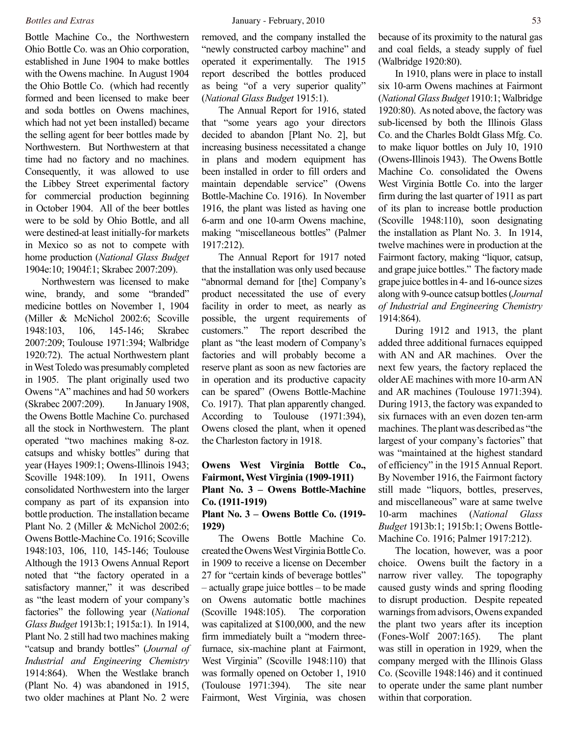Bottle Machine Co., the Northwestern Ohio Bottle Co. was an Ohio corporation, established in June 1904 to make bottles with the Owens machine. In August 1904 the Ohio Bottle Co. (which had recently formed and been licensed to make beer and soda bottles on Owens machines, which had not yet been installed) became the selling agent for beer bottles made by Northwestern. But Northwestern at that time had no factory and no machines. Consequently, it was allowed to use the Libbey Street experimental factory for commercial production beginning in October 1904. All of the beer bottles were to be sold by Ohio Bottle, and all were destined-at least initially-for markets in Mexico so as not to compete with home production (*National Glass Budget* 1904e:10; 1904f:1; Skrabec 2007:209).

Northwestern was licensed to make wine, brandy, and some "branded" medicine bottles on November 1, 1904 (Miller & McNichol 2002:6; Scoville 1948:103, 106, 145-146; Skrabec 2007:209; Toulouse 1971:394; Walbridge 1920:72). The actual Northwestern plant in West Toledo was presumably completed in 1905. The plant originally used two Owens "A" machines and had 50 workers (Skrabec 2007:209). In January 1908, the Owens Bottle Machine Co. purchased all the stock in Northwestern. The plant operated "two machines making 8-oz. catsups and whisky bottles" during that year (Hayes 1909:1; Owens-Illinois 1943; Scoville 1948:109). In 1911, Owens consolidated Northwestern into the larger company as part of its expansion into bottle production. The installation became Plant No. 2 (Miller & McNichol 2002:6; Owens Bottle-Machine Co. 1916; Scoville 1948:103, 106, 110, 145-146; Toulouse Although the 1913 Owens Annual Report noted that "the factory operated in a satisfactory manner," it was described as "the least modern of your company's factories" the following year (*National Glass Budget* 1913b:1; 1915a:1). In 1914, Plant No. 2 still had two machines making "catsup and brandy bottles" (*Journal of Industrial and Engineering Chemistry* 1914:864). When the Westlake branch (Plant No. 4) was abandoned in 1915, two older machines at Plant No. 2 were removed, and the company installed the "newly constructed carboy machine" and operated it experimentally. The 1915 report described the bottles produced as being "of a very superior quality" (*National Glass Budget* 1915:1).

The Annual Report for 1916, stated that "some years ago your directors decided to abandon [Plant No. 2], but increasing business necessitated a change in plans and modern equipment has been installed in order to fill orders and maintain dependable service" (Owens Bottle-Machine Co. 1916). In November 1916, the plant was listed as having one 6-arm and one 10-arm Owens machine, making "miscellaneous bottles" (Palmer 1917:212).

The Annual Report for 1917 noted that the installation was only used because "abnormal demand for [the] Company's product necessitated the use of every facility in order to meet, as nearly as possible, the urgent requirements of customers." The report described the plant as "the least modern of Company's factories and will probably become a reserve plant as soon as new factories are in operation and its productive capacity can be spared" (Owens Bottle-Machine Co. 1917). That plan apparently changed. According to Toulouse (1971:394), Owens closed the plant, when it opened the Charleston factory in 1918.

**Owens West Virginia Bottle Co., Fairmont, West Virginia (1909-1911)**
**Plant No. 3 – Owens Bottle-Machine Co. (1911-1919)**
**Plant No. 3 – Owens Bottle Co. (1919-1929)**

The Owens Bottle Machine Co. created the Owens West Virginia Bottle Co. in 1909 to receive a license on December 27 for "certain kinds of beverage bottles" – actually grape juice bottles – to be made on Owens automatic bottle machines (Scoville 1948:105). The corporation was capitalized at $100,000, and the new firm immediately built a "modern three-furnace, six-machine plant at Fairmont, West Virginia" (Scoville 1948:110) that was formally opened on October 1, 1910 (Toulouse 1971:394). The site near Fairmont, West Virginia, was chosen because of its proximity to the natural gas and coal fields, a steady supply of fuel (Walbridge 1920:80).

In 1910, plans were in place to install six 10-arm Owens machines at Fairmont (*National Glass Budget* 1910:1; Walbridge 1920:80). As noted above, the factory was sub-licensed by both the Illinois Glass Co. and the Charles Boldt Glass Mfg. Co. to make liquor bottles on July 10, 1910 (Owens-Illinois 1943). The Owens Bottle Machine Co. consolidated the Owens West Virginia Bottle Co. into the larger firm during the last quarter of 1911 as part of its plan to increase bottle production (Scoville 1948:110), soon designating the installation as Plant No. 3. In 1914, twelve machines were in production at the Fairmont factory, making "liquor, catsup, and grape juice bottles." The factory made grape juice bottles in 4- and 16-ounce sizes along with 9-ounce catsup bottles (*Journal of Industrial and Engineering Chemistry* 1914:864).

During 1912 and 1913, the plant added three additional furnaces equipped with AN and AR machines. Over the next few years, the factory replaced the older AE machines with more 10-arm AN and AR machines (Toulouse 1971:394). During 1913, the factory was expanded to six furnaces with an even dozen ten-arm machines. The plant was described as "the largest of your company's factories" that was "maintained at the highest standard of efficiency" in the 1915 Annual Report. By November 1916, the Fairmont factory still made "liquors, bottles, preserves, and miscellaneous" ware at same twelve 10-arm machines (*National Glass Budget* 1913b:1; 1915b:1; Owens Bottle-Machine Co. 1916; Palmer 1917:212).

The location, however, was a poor choice. Owens built the factory in a narrow river valley. The topography caused gusty winds and spring flooding to disrupt production. Despite repeated warnings from advisors, Owens expanded the plant two years after its inception (Fones-Wolf 2007:165). The plant was still in operation in 1929, when the company merged with the Illinois Glass Co. (Scoville 1948:146) and it continued to operate under the same plant number within that corporation.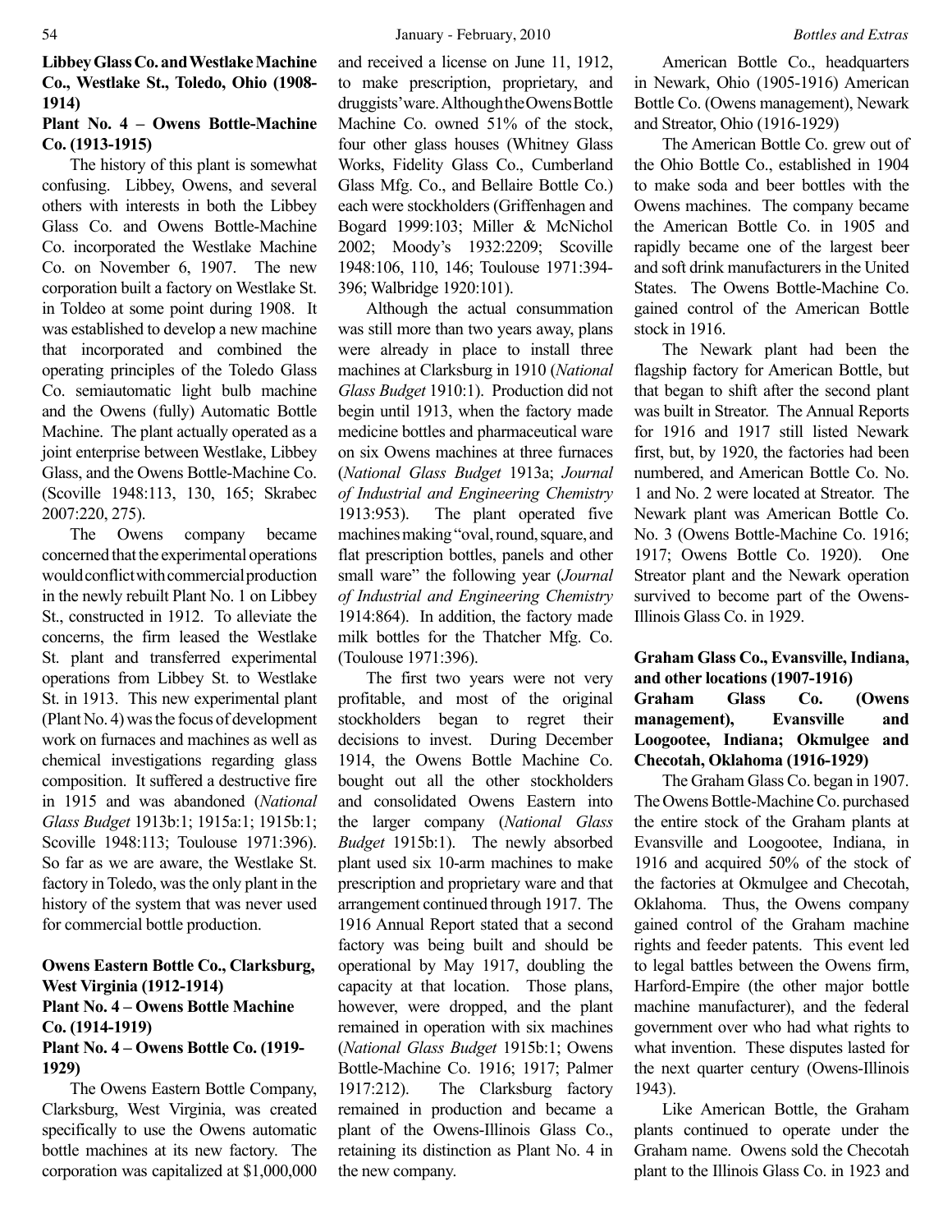**Libbey Glass Co. and Westlake Machine Co., Westlake St., Toledo, Ohio (1908-1914)**

**Plant No. 4 – Owens Bottle-Machine Co. (1913-1915)**

The history of this plant is somewhat confusing. Libbey, Owens, and several others with interests in both the Libbey Glass Co. and Owens Bottle-Machine Co. incorporated the Westlake Machine Co. on November 6, 1907. The new corporation built a factory on Westlake St. in Toldeo at some point during 1908. It was established to develop a new machine that incorporated and combined the operating principles of the Toledo Glass Co. semiautomatic light bulb machine and the Owens (fully) Automatic Bottle Machine. The plant actually operated as a joint enterprise between Westlake, Libbey Glass, and the Owens Bottle-Machine Co. (Scoville 1948:113, 130, 165; Skrabec 2007:220, 275).

The Owens company became concerned that the experimental operations would conflict with commercial production in the newly rebuilt Plant No. 1 on Libbey St., constructed in 1912. To alleviate the concerns, the firm leased the Westlake St. plant and transferred experimental operations from Libbey St. to Westlake St. in 1913. This new experimental plant (Plant No. 4) was the focus of development work on furnaces and machines as well as chemical investigations regarding glass composition. It suffered a destructive fire in 1915 and was abandoned (*National Glass Budget* 1913b:1; 1915a:1; 1915b:1; Scoville 1948:113; Toulouse 1971:396). So far as we are aware, the Westlake St. factory in Toledo, was the only plant in the history of the system that was never used for commercial bottle production.

**Owens Eastern Bottle Co., Clarksburg, West Virginia (1912-1914)**

**Plant No. 4 – Owens Bottle Machine Co. (1914-1919)**

**Plant No. 4 – Owens Bottle Co. (1919-1929)**

The Owens Eastern Bottle Company, Clarksburg, West Virginia, was created specifically to use the Owens automatic bottle machines at its new factory. The corporation was capitalized at $1,000,000 and received a license on June 11, 1912, to make prescription, proprietary, and druggists' ware. Although the Owens Bottle Machine Co. owned 51% of the stock, four other glass houses (Whitney Glass Works, Fidelity Glass Co., Cumberland Glass Mfg. Co., and Bellaire Bottle Co.) each were stockholders (Griffenhagen and Bogard 1999:103; Miller & McNichol 2002; Moody's 1932:2209; Scoville 1948:106, 110, 146; Toulouse 1971:394-396; Walbridge 1920:101).

Although the actual consummation was still more than two years away, plans were already in place to install three machines at Clarksburg in 1910 (*National Glass Budget* 1910:1). Production did not begin until 1913, when the factory made medicine bottles and pharmaceutical ware on six Owens machines at three furnaces (*National Glass Budget* 1913a; *Journal of Industrial and Engineering Chemistry* 1913:953). The plant operated five machines making "oval, round, square, and flat prescription bottles, panels and other small ware" the following year (*Journal of Industrial and Engineering Chemistry* 1914:864). In addition, the factory made milk bottles for the Thatcher Mfg. Co. (Toulouse 1971:396).

The first two years were not very profitable, and most of the original stockholders began to regret their decisions to invest. During December 1914, the Owens Bottle Machine Co. bought out all the other stockholders and consolidated Owens Eastern into the larger company (*National Glass Budget* 1915b:1). The newly absorbed plant used six 10-arm machines to make prescription and proprietary ware and that arrangement continued through 1917. The 1916 Annual Report stated that a second factory was being built and should be operational by May 1917, doubling the capacity at that location. Those plans, however, were dropped, and the plant remained in operation with six machines (*National Glass Budget* 1915b:1; Owens Bottle-Machine Co. 1916; 1917; Palmer 1917:212). The Clarksburg factory remained in production and became a plant of the Owens-Illinois Glass Co., retaining its distinction as Plant No. 4 in the new company.

American Bottle Co., headquarters in Newark, Ohio (1905-1916) American Bottle Co. (Owens management), Newark and Streator, Ohio (1916-1929)

The American Bottle Co. grew out of the Ohio Bottle Co., established in 1904 to make soda and beer bottles with the Owens machines. The company became the American Bottle Co. in 1905 and rapidly became one of the largest beer and soft drink manufacturers in the United States. The Owens Bottle-Machine Co. gained control of the American Bottle stock in 1916.

The Newark plant had been the flagship factory for American Bottle, but that began to shift after the second plant was built in Streator. The Annual Reports for 1916 and 1917 still listed Newark first, but, by 1920, the factories had been numbered, and American Bottle Co. No. 1 and No. 2 were located at Streator. The Newark plant was American Bottle Co. No. 3 (Owens Bottle-Machine Co. 1916; 1917; Owens Bottle Co. 1920). One Streator plant and the Newark operation survived to become part of the Owens-Illinois Glass Co. in 1929.

**Graham Glass Co., Evansville, Indiana, and other locations (1907-1916)**

**Graham Glass Co. (Owens management), Evansville and Loogootee, Indiana; Okmulgee and Checotah, Oklahoma (1916-1929)**

The Graham Glass Co. began in 1907. The Owens Bottle-Machine Co. purchased the entire stock of the Graham plants at Evansville and Loogootee, Indiana, in 1916 and acquired 50% of the stock of the factories at Okmulgee and Checotah, Oklahoma. Thus, the Owens company gained control of the Graham machine rights and feeder patents. This event led to legal battles between the Owens firm, Harford-Empire (the other major bottle machine manufacturer), and the federal government over who had what rights to what invention. These disputes lasted for the next quarter century (Owens-Illinois 1943).

Like American Bottle, the Graham plants continued to operate under the Graham name. Owens sold the Checotah plant to the Illinois Glass Co. in 1923 and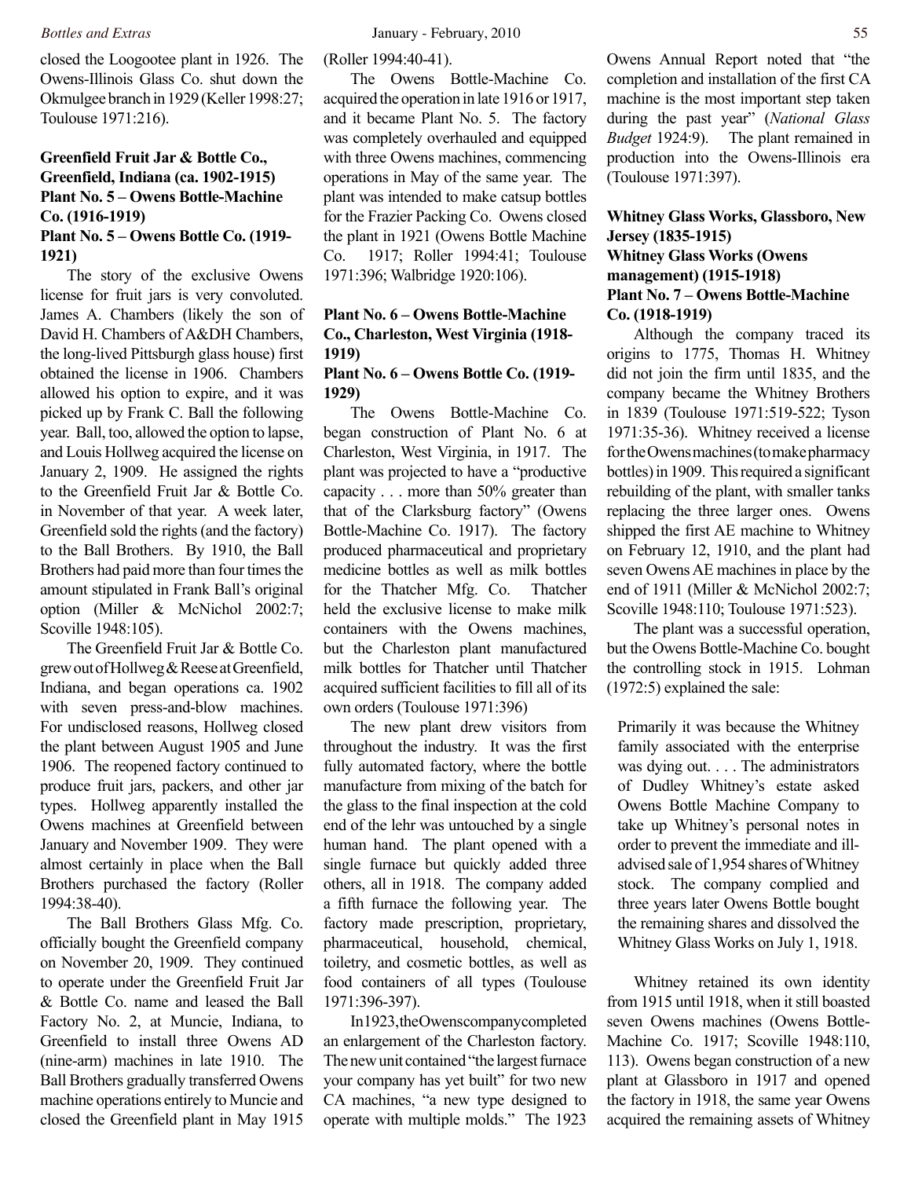closed the Loogootee plant in 1926. The Owens-Illinois Glass Co. shut down the Okmulgee branch in 1929 (Keller 1998:27; Toulouse 1971:216).

### Greenfield Fruit Jar & Bottle Co., Greenfield, Indiana (ca. 1902-1915)
### Plant No. 5 – Owens Bottle-Machine Co. (1916-1919)
### Plant No. 5 – Owens Bottle Co. (1919-1921)

The story of the exclusive Owens license for fruit jars is very convoluted. James A. Chambers (likely the son of David H. Chambers of A&DH Chambers, the long-lived Pittsburgh glass house) first obtained the license in 1906. Chambers allowed his option to expire, and it was picked up by Frank C. Ball the following year. Ball, too, allowed the option to lapse, and Louis Hollweg acquired the license on January 2, 1909. He assigned the rights to the Greenfield Fruit Jar & Bottle Co. in November of that year. A week later, Greenfield sold the rights (and the factory) to the Ball Brothers. By 1910, the Ball Brothers had paid more than four times the amount stipulated in Frank Ball's original option (Miller & McNichol 2002:7; Scoville 1948:105).

The Greenfield Fruit Jar & Bottle Co. grew out of Hollweg & Reese at Greenfield, Indiana, and began operations ca. 1902 with seven press-and-blow machines. For undisclosed reasons, Hollweg closed the plant between August 1905 and June 1906. The reopened factory continued to produce fruit jars, packers, and other jar types. Hollweg apparently installed the Owens machines at Greenfield between January and November 1909. They were almost certainly in place when the Ball Brothers purchased the factory (Roller 1994:38-40).

The Ball Brothers Glass Mfg. Co. officially bought the Greenfield company on November 20, 1909. They continued to operate under the Greenfield Fruit Jar & Bottle Co. name and leased the Ball Factory No. 2, at Muncie, Indiana, to Greenfield to install three Owens AD (nine-arm) machines in late 1910. The Ball Brothers gradually transferred Owens machine operations entirely to Muncie and closed the Greenfield plant in May 1915 (Roller 1994:40-41).

The Owens Bottle-Machine Co. acquired the operation in late 1916 or 1917, and it became Plant No. 5. The factory was completely overhauled and equipped with three Owens machines, commencing operations in May of the same year. The plant was intended to make catsup bottles for the Frazier Packing Co. Owens closed the plant in 1921 (Owens Bottle Machine Co. 1917; Roller 1994:41; Toulouse 1971:396; Walbridge 1920:106).

### Plant No. 6 – Owens Bottle-Machine Co., Charleston, West Virginia (1918-1919)
### Plant No. 6 – Owens Bottle Co. (1919-1929)

The Owens Bottle-Machine Co. began construction of Plant No. 6 at Charleston, West Virginia, in 1917. The plant was projected to have a "productive capacity . . . more than 50% greater than that of the Clarksburg factory" (Owens Bottle-Machine Co. 1917). The factory produced pharmaceutical and proprietary medicine bottles as well as milk bottles for the Thatcher Mfg. Co. Thatcher held the exclusive license to make milk containers with the Owens machines, but the Charleston plant manufactured milk bottles for Thatcher until Thatcher acquired sufficient facilities to fill all of its own orders (Toulouse 1971:396)

The new plant drew visitors from throughout the industry. It was the first fully automated factory, where the bottle manufacture from mixing of the batch for the glass to the final inspection at the cold end of the lehr was untouched by a single human hand. The plant opened with a single furnace but quickly added three others, all in 1918. The company added a fifth furnace the following year. The factory made prescription, proprietary, pharmaceutical, household, chemical, toiletry, and cosmetic bottles, as well as food containers of all types (Toulouse 1971:396-397).

In 1923, the Owens company completed an enlargement of the Charleston factory. The new unit contained "the largest furnace your company has yet built" for two new CA machines, "a new type designed to operate with multiple molds." The 1923 Owens Annual Report noted that "the completion and installation of the first CA machine is the most important step taken during the past year" (*National Glass Budget* 1924:9). The plant remained in production into the Owens-Illinois era (Toulouse 1971:397).

### Whitney Glass Works, Glassboro, New Jersey (1835-1915)
### Whitney Glass Works (Owens management) (1915-1918)
### Plant No. 7 – Owens Bottle-Machine Co. (1918-1919)

Although the company traced its origins to 1775, Thomas H. Whitney did not join the firm until 1835, and the company became the Whitney Brothers in 1839 (Toulouse 1971:519-522; Tyson 1971:35-36). Whitney received a license for the Owens machines (to make pharmacy bottles) in 1909. This required a significant rebuilding of the plant, with smaller tanks replacing the three larger ones. Owens shipped the first AE machine to Whitney on February 12, 1910, and the plant had seven Owens AE machines in place by the end of 1911 (Miller & McNichol 2002:7; Scoville 1948:110; Toulouse 1971:523).

The plant was a successful operation, but the Owens Bottle-Machine Co. bought the controlling stock in 1915. Lohman (1972:5) explained the sale:

> Primarily it was because the Whitney family associated with the enterprise was dying out. . . . The administrators of Dudley Whitney's estate asked Owens Bottle Machine Company to take up Whitney's personal notes in order to prevent the immediate and ill-advised sale of 1,954 shares of Whitney stock. The company complied and three years later Owens Bottle bought the remaining shares and dissolved the Whitney Glass Works on July 1, 1918.

Whitney retained its own identity from 1915 until 1918, when it still boasted seven Owens machines (Owens Bottle-Machine Co. 1917; Scoville 1948:110, 113). Owens began construction of a new plant at Glassboro in 1917 and opened the factory in 1918, the same year Owens acquired the remaining assets of Whitney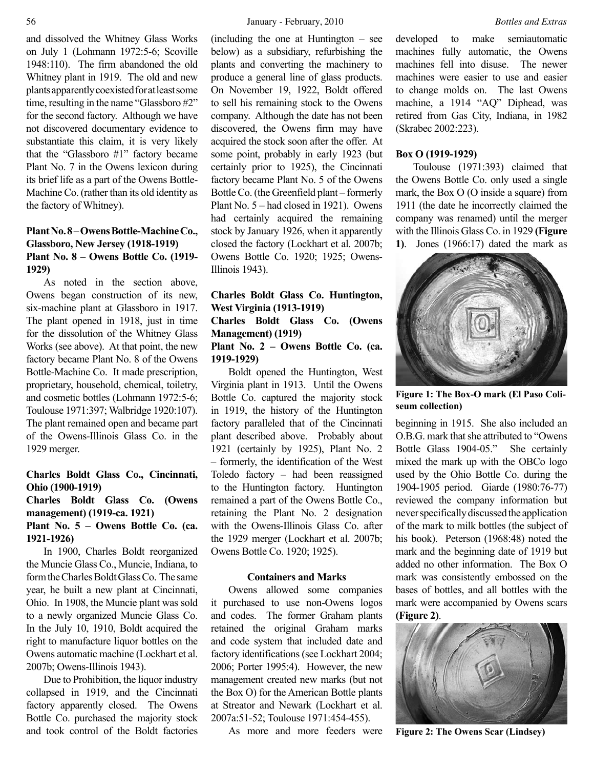and dissolved the Whitney Glass Works on July 1 (Lohmann 1972:5-6; Scoville 1948:110). The firm abandoned the old Whitney plant in 1919. The old and new plants apparently coexisted for at least some time, resulting in the name "Glassboro #2" for the second factory. Although we have not discovered documentary evidence to substantiate this claim, it is very likely that the "Glassboro #1" factory became Plant No. 7 in the Owens lexicon during its brief life as a part of the Owens Bottle-Machine Co. (rather than its old identity as the factory of Whitney).

### Plant No. 8 – Owens Bottle-Machine Co., Glassboro, New Jersey (1918-1919)
### Plant No. 8 – Owens Bottle Co. (1919-1929)

As noted in the section above, Owens began construction of its new, six-machine plant at Glassboro in 1917. The plant opened in 1918, just in time for the dissolution of the Whitney Glass Works (see above). At that point, the new factory became Plant No. 8 of the Owens Bottle-Machine Co. It made prescription, proprietary, household, chemical, toiletry, and cosmetic bottles (Lohmann 1972:5-6; Toulouse 1971:397; Walbridge 1920:107). The plant remained open and became part of the Owens-Illinois Glass Co. in the 1929 merger.

### Charles Boldt Glass Co., Cincinnati, Ohio (1900-1919)
### Charles Boldt Glass Co. (Owens management) (1919-ca. 1921)
### Plant No. 5 – Owens Bottle Co. (ca. 1921-1926)

In 1900, Charles Boldt reorganized the Muncie Glass Co., Muncie, Indiana, to form the Charles Boldt Glass Co. The same year, he built a new plant at Cincinnati, Ohio. In 1908, the Muncie plant was sold to a newly organized Muncie Glass Co. In the July 10, 1910, Boldt acquired the right to manufacture liquor bottles on the Owens automatic machine (Lockhart et al. 2007b; Owens-Illinois 1943).

Due to Prohibition, the liquor industry collapsed in 1919, and the Cincinnati factory apparently closed. The Owens Bottle Co. purchased the majority stock and took control of the Boldt factories (including the one at Huntington – see below) as a subsidiary, refurbishing the plants and converting the machinery to produce a general line of glass products. On November 19, 1922, Boldt offered to sell his remaining stock to the Owens company. Although the date has not been discovered, the Owens firm may have acquired the stock soon after the offer. At some point, probably in early 1923 (but certainly prior to 1925), the Cincinnati factory became Plant No. 5 of the Owens Bottle Co. (the Greenfield plant – formerly Plant No. 5 – had closed in 1921). Owens had certainly acquired the remaining stock by January 1926, when it apparently closed the factory (Lockhart et al. 2007b; Owens Bottle Co. 1920; 1925; Owens-Illinois 1943).

### Charles Boldt Glass Co. Huntington, West Virginia (1913-1919)
### Charles Boldt Glass Co. (Owens Management) (1919)
### Plant No. 2 – Owens Bottle Co. (ca. 1919-1929)

Boldt opened the Huntington, West Virginia plant in 1913. Until the Owens Bottle Co. captured the majority stock in 1919, the history of the Huntington factory paralleled that of the Cincinnati plant described above. Probably about 1921 (certainly by 1925), Plant No. 2 – formerly, the identification of the West Toledo factory – had been reassigned to the Huntington factory. Huntington remained a part of the Owens Bottle Co., retaining the Plant No. 2 designation with the Owens-Illinois Glass Co. after the 1929 merger (Lockhart et al. 2007b; Owens Bottle Co. 1920; 1925).

## Containers and Marks

Owens allowed some companies it purchased to use non-Owens logos and codes. The former Graham plants retained the original Graham marks and code system that included date and factory identifications (see Lockhart 2004; 2006; Porter 1995:4). However, the new management created new marks (but not the Box O) for the American Bottle plants at Streator and Newark (Lockhart et al. 2007a:51-52; Toulouse 1971:454-455).

As more and more feeders were developed to make semiautomatic machines fully automatic, the Owens machines fell into disuse. The newer machines were easier to use and easier to change molds on. The last Owens machine, a 1914 "AQ" Diphead, was retired from Gas City, Indiana, in 1982 (Skrabec 2002:223).

### Box O (1919-1929)

Toulouse (1971:393) claimed that the Owens Bottle Co. only used a single mark, the Box O (O inside a square) from 1911 (the date he incorrectly claimed the company was renamed) until the merger with the Illinois Glass Co. in 1929 **(Figure 1)**. Jones (1966:17) dated the mark as

**Figure 1: The Box-O mark (El Paso Coliseum collection)**

beginning in 1915. She also included an O.B.G. mark that she attributed to "Owens Bottle Glass 1904-05." She certainly mixed the mark up with the OBCo logo used by the Ohio Bottle Co. during the 1904-1905 period. Giarde (1980:76-77) reviewed the company information but never specifically discussed the application of the mark to milk bottles (the subject of his book). Peterson (1968:48) noted the mark and the beginning date of 1919 but added no other information. The Box O mark was consistently embossed on the bases of bottles, and all bottles with the mark were accompanied by Owens scars **(Figure 2)**.

**Figure 2: The Owens Scar (Lindsey)**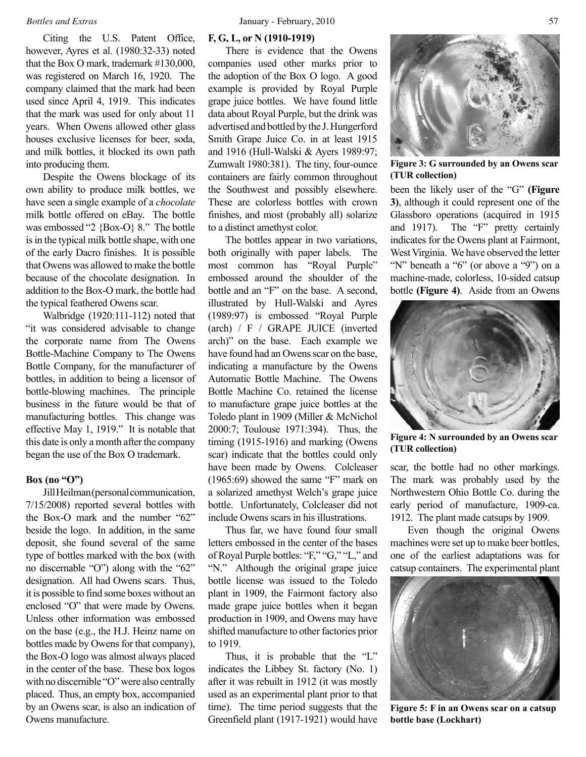Citing the U.S. Patent Office, however, Ayres et al. (1980:32-33) noted that the Box O mark, trademark #130,000, was registered on March 16, 1920. The company claimed that the mark had been used since April 4, 1919. This indicates that the mark was used for only about 11 years. When Owens allowed other glass houses exclusive licenses for beer, soda, and milk bottles, it blocked its own path into producing them.

Despite the Owens blockage of its own ability to produce milk bottles, we have seen a single example of a *chocolate* milk bottle offered on eBay. The bottle was embossed "2 {Box-O} 8." The bottle is in the typical milk bottle shape, with one of the early Dacro finishes. It is possible that Owens was allowed to make the bottle because of the chocolate designation. In addition to the Box-O mark, the bottle had the typical feathered Owens scar.

Walbridge (1920:111-112) noted that "it was considered advisable to change the corporate name from The Owens Bottle-Machine Company to The Owens Bottle Company, for the manufacturer of bottles, in addition to being a licensor of bottle-blowing machines. The principle business in the future would be that of manufacturing bottles. This change was effective May 1, 1919." It is notable that this date is only a month after the company began the use of the Box O trademark.

**Box (no "O")**

Jill Heilman (personal communication, 7/15/2008) reported several bottles with the Box-O mark and the number "62" beside the logo. In addition, in the same deposit, she found several of the same type of bottles marked with the box (with no discernable "O") along with the "62" designation. All had Owens scars. Thus, it is possible to find some boxes without an enclosed "O" that were made by Owens. Unless other information was embossed on the base (e.g., the H.J. Heinz name on bottles made by Owens for that company), the Box-O logo was almost always placed in the center of the base. These box logos with no discernible "O" were also centrally placed. Thus, an empty box, accompanied by an Owens scar, is also an indication of Owens manufacture.

**F, G, L, or N (1910-1919)**

There is evidence that the Owens companies used other marks prior to the adoption of the Box O logo. A good example is provided by Royal Purple grape juice bottles. We have found little data about Royal Purple, but the drink was advertised and bottled by the J. Hungerford Smith Grape Juice Co. in at least 1915 and 1916 (Hull-Walski & Ayers 1989:97; Zumwalt 1980:381). The tiny, four-ounce containers are fairly common throughout the Southwest and possibly elsewhere. These are colorless bottles with crown finishes, and most (probably all) solarize to a distinct amethyst color.

The bottles appear in two variations, both originally with paper labels. The most common has "Royal Purple" embossed around the shoulder of the bottle and an "F" on the base. A second, illustrated by Hull-Walski and Ayres (1989:97) is embossed "Royal Purple (arch) / F / GRAPE JUICE (inverted arch)" on the base. Each example we have found had an Owens scar on the base, indicating a manufacture by the Owens Automatic Bottle Machine. The Owens Bottle Machine Co. retained the license to manufacture grape juice bottles at the Toledo plant in 1909 (Miller & McNichol 2000:7; Toulouse 1971:394). Thus, the timing (1915-1916) and marking (Owens scar) indicate that the bottles could only have been made by Owens. Colcleaser (1965:69) showed the same "F" mark on a solarized amethyst Welch's grape juice bottle. Unfortunately, Colcleaser did not include Owens scars in his illustrations.

Thus far, we have found four small letters embossed in the center of the bases of Royal Purple bottles: "F," "G," "L," and "N." Although the original grape juice bottle license was issued to the Toledo plant in 1909, the Fairmont factory also made grape juice bottles when it began production in 1909, and Owens may have shifted manufacture to other factories prior to 1919.

Thus, it is probable that the "L" indicates the Libbey St. factory (No. 1) after it was rebuilt in 1912 (it was mostly used as an experimental plant prior to that time). The time period suggests that the Greenfield plant (1917-1921) would have been the likely user of the "G" **(Figure 3)**, although it could represent one of the Glassboro operations (acquired in 1915 and 1917). The "F" pretty certainly indicates for the Owens plant at Fairmont, West Virginia. We have observed the letter "N" beneath a "6" (or above a "9") on a machine-made, colorless, 10-sided catsup bottle **(Figure 4)**. Aside from an Owens scar, the bottle had no other markings. The mark was probably used by the Northwestern Ohio Bottle Co. during the early period of manufacture, 1909-ca. 1912. The plant made catsups by 1909.

**Figure 3: G surrounded by an Owens scar (TUR collection)**

**Figure 4: N surrounded by an Owens scar (TUR collection)**

Even though the original Owens machines were set up to make beer bottles, one of the earliest adaptations was for catsup containers. The experimental plant

**Figure 5: F in an Owens scar on a catsup bottle base (Lockhart)**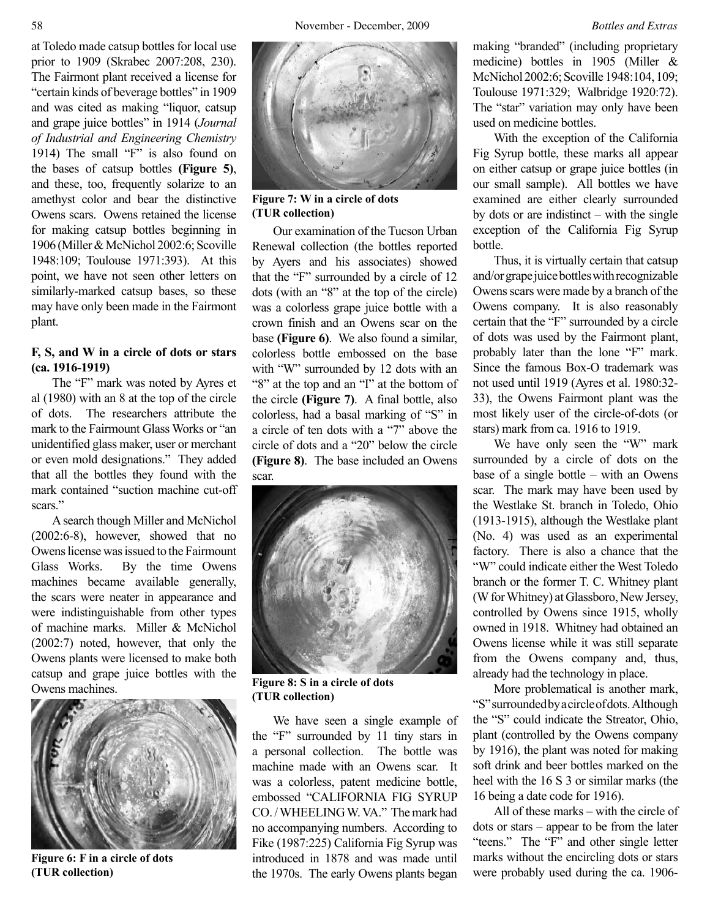at Toledo made catsup bottles for local use prior to 1909 (Skrabec 2007:208, 230). The Fairmont plant received a license for "certain kinds of beverage bottles" in 1909 and was cited as making "liquor, catsup and grape juice bottles" in 1914 (*Journal of Industrial and Engineering Chemistry* 1914) The small "F" is also found on the bases of catsup bottles **(Figure 5)**, and these, too, frequently solarize to an amethyst color and bear the distinctive Owens scars. Owens retained the license for making catsup bottles beginning in 1906 (Miller & McNichol 2002:6; Scoville 1948:109; Toulouse 1971:393). At this point, we have not seen other letters on similarly-marked catsup bases, so these may have only been made in the Fairmont plant.

**F, S, and W in a circle of dots or stars (ca. 1916-1919)**

The "F" mark was noted by Ayres et al (1980) with an 8 at the top of the circle of dots. The researchers attribute the mark to the Fairmount Glass Works or "an unidentified glass maker, user or merchant or even mold designations." They added that all the bottles they found with the mark contained "suction machine cut-off scars."

A search though Miller and McNichol (2002:6-8), however, showed that no Owens license was issued to the Fairmount Glass Works. By the time Owens machines became available generally, the scars were neater in appearance and were indistinguishable from other types of machine marks. Miller & McNichol (2002:7) noted, however, that only the Owens plants were licensed to make both catsup and grape juice bottles with the Owens machines.

**Figure 6: F in a circle of dots (TUR collection)**

**Figure 7: W in a circle of dots (TUR collection)**

Our examination of the Tucson Urban Renewal collection (the bottles reported by Ayers and his associates) showed that the "F" surrounded by a circle of 12 dots (with an "8" at the top of the circle) was a colorless grape juice bottle with a crown finish and an Owens scar on the base **(Figure 6)**. We also found a similar, colorless bottle embossed on the base with "W" surrounded by 12 dots with an "8" at the top and an "I" at the bottom of the circle **(Figure 7)**. A final bottle, also colorless, had a basal marking of "S" in a circle of ten dots with a "7" above the circle of dots and a "20" below the circle **(Figure 8)**. The base included an Owens scar.

**Figure 8: S in a circle of dots (TUR collection)**

We have seen a single example of the "F" surrounded by 11 tiny stars in a personal collection. The bottle was machine made with an Owens scar. It was a colorless, patent medicine bottle, embossed "CALIFORNIA FIG SYRUP CO. / WHEELING W. VA." The mark had no accompanying numbers. According to Fike (1987:225) California Fig Syrup was introduced in 1878 and was made until the 1970s. The early Owens plants began making "branded" (including proprietary medicine) bottles in 1905 (Miller & McNichol 2002:6; Scoville 1948:104, 109; Toulouse 1971:329; Walbridge 1920:72). The "star" variation may only have been used on medicine bottles.

With the exception of the California Fig Syrup bottle, these marks all appear on either catsup or grape juice bottles (in our small sample). All bottles we have examined are either clearly surrounded by dots or are indistinct – with the single exception of the California Fig Syrup bottle.

Thus, it is virtually certain that catsup and/or grape juice bottles with recognizable Owens scars were made by a branch of the Owens company. It is also reasonably certain that the "F" surrounded by a circle of dots was used by the Fairmont plant, probably later than the lone "F" mark. Since the famous Box-O trademark was not used until 1919 (Ayres et al. 1980:32-33), the Owens Fairmont plant was the most likely user of the circle-of-dots (or stars) mark from ca. 1916 to 1919.

We have only seen the "W" mark surrounded by a circle of dots on the base of a single bottle – with an Owens scar. The mark may have been used by the Westlake St. branch in Toledo, Ohio (1913-1915), although the Westlake plant (No. 4) was used as an experimental factory. There is also a chance that the "W" could indicate either the West Toledo branch or the former T. C. Whitney plant (W for Whitney) at Glassboro, New Jersey, controlled by Owens since 1915, wholly owned in 1918. Whitney had obtained an Owens license while it was still separate from the Owens company and, thus, already had the technology in place.

More problematical is another mark, "S" surrounded by a circle of dots. Although the "S" could indicate the Streator, Ohio, plant (controlled by the Owens company by 1916), the plant was noted for making soft drink and beer bottles marked on the heel with the 16 S 3 or similar marks (the 16 being a date code for 1916).

All of these marks – with the circle of dots or stars – appear to be from the later "teens." The "F" and other single letter marks without the encircling dots or stars were probably used during the ca. 1906-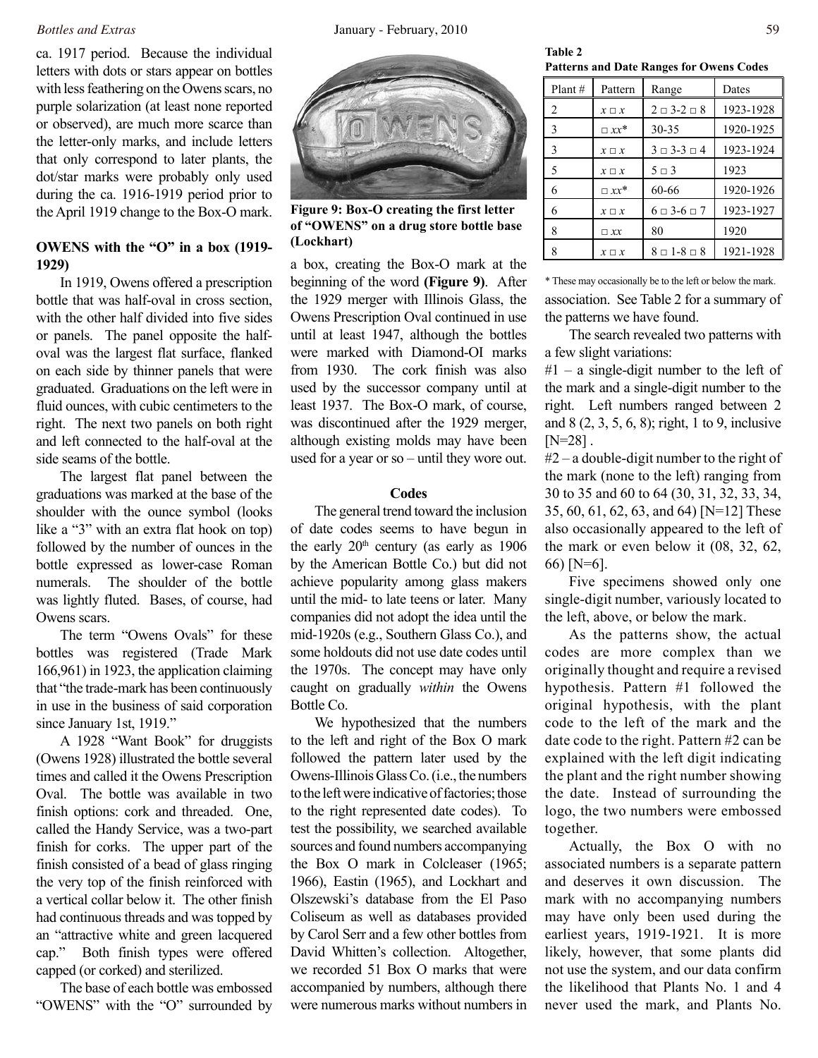ca. 1917 period. Because the individual letters with dots or stars appear on bottles with less feathering on the Owens scars, no purple solarization (at least none reported or observed), are much more scarce than the letter-only marks, and include letters that only correspond to later plants, the dot/star marks were probably only used during the ca. 1916-1919 period prior to the April 1919 change to the Box-O mark.

### OWENS with the "O" in a box (1919-1929)

In 1919, Owens offered a prescription bottle that was half-oval in cross section, with the other half divided into five sides or panels. The panel opposite the half-oval was the largest flat surface, flanked on each side by thinner panels that were graduated. Graduations on the left were in fluid ounces, with cubic centimeters to the right. The next two panels on both right and left connected to the half-oval at the side seams of the bottle.

The largest flat panel between the graduations was marked at the base of the shoulder with the ounce symbol (looks like a "3" with an extra flat hook on top) followed by the number of ounces in the bottle expressed as lower-case Roman numerals. The shoulder of the bottle was lightly fluted. Bases, of course, had Owens scars.

The term "Owens Ovals" for these bottles was registered (Trade Mark 166,961) in 1923, the application claiming that "the trade-mark has been continuously in use in the business of said corporation since January 1st, 1919."

A 1928 "Want Book" for druggists (Owens 1928) illustrated the bottle several times and called it the Owens Prescription Oval. The bottle was available in two finish options: cork and threaded. One, called the Handy Service, was a two-part finish for corks. The upper part of the finish consisted of a bead of glass ringing the very top of the finish reinforced with a vertical collar below it. The other finish had continuous threads and was topped by an "attractive white and green lacquered cap." Both finish types were offered capped (or corked) and sterilized.

The base of each bottle was embossed "OWENS" with the "O" surrounded by a box, creating the Box-O mark at the beginning of the word **(Figure 9)**. After the 1929 merger with Illinois Glass, the Owens Prescription Oval continued in use until at least 1947, although the bottles were marked with Diamond-OI marks from 1930. The cork finish was also used by the successor company until at least 1937. The Box-O mark, of course, was discontinued after the 1929 merger, although existing molds may have been used for a year or so – until they wore out.

**Figure 9: Box-O creating the first letter of "OWENS" on a drug store bottle base (Lockhart)**

#### Codes

The general trend toward the inclusion of date codes seems to have begun in the early 20th century (as early as 1906 by the American Bottle Co.) but did not achieve popularity among glass makers until the mid- to late teens or later. Many companies did not adopt the idea until the mid-1920s (e.g., Southern Glass Co.), and some holdouts did not use date codes until the 1970s. The concept may have only caught on gradually *within* the Owens Bottle Co.

We hypothesized that the numbers to the left and right of the Box O mark followed the pattern later used by the Owens-Illinois Glass Co. (i.e., the numbers to the left were indicative of factories; those to the right represented date codes). To test the possibility, we searched available sources and found numbers accompanying the Box O mark in Colcleaser (1965; 1966), Eastin (1965), and Lockhart and Olszewski's database from the El Paso Coliseum as well as databases provided by Carol Serr and a few other bottles from David Whitten's collection. Altogether, we recorded 51 Box O marks that were accompanied by numbers, although there were numerous marks without numbers in association. See Table 2 for a summary of the patterns we have found.

**Table 2**
**Patterns and Date Ranges for Owens Codes**

| Plant # | Pattern | Range | Dates |
|---|---|---|---|
| 2 | *x* □ *x* | 2 □ 3-2 □ 8 | 1923-1928 |
| 3 | □ *xx** | 30-35 | 1920-1925 |
| 3 | *x* □ *x* | 3 □ 3-3 □ 4 | 1923-1924 |
| 5 | *x* □ *x* | 5 □ 3 | 1923 |
| 6 | □ *xx** | 60-66 | 1920-1926 |
| 6 | *x* □ *x* | 6 □ 3-6 □ 7 | 1923-1927 |
| 8 | □ *xx* | 80 | 1920 |
| 8 | *x* □ *x* | 8 □ 1-8 □ 8 | 1921-1928 |

* These may occasionally be to the left or below the mark.

The search revealed two patterns with a few slight variations:

#1 – a single-digit number to the left of the mark and a single-digit number to the right. Left numbers ranged between 2 and 8 (2, 3, 5, 6, 8); right, 1 to 9, inclusive [N=28] .

#2 – a double-digit number to the right of the mark (none to the left) ranging from 30 to 35 and 60 to 64 (30, 31, 32, 33, 34, 35, 60, 61, 62, 63, and 64) [N=12] These also occasionally appeared to the left of the mark or even below it (08, 32, 62, 66) [N=6].

Five specimens showed only one single-digit number, variously located to the left, above, or below the mark.

As the patterns show, the actual codes are more complex than we originally thought and require a revised hypothesis. Pattern #1 followed the original hypothesis, with the plant code to the left of the mark and the date code to the right. Pattern #2 can be explained with the left digit indicating the plant and the right number showing the date. Instead of surrounding the logo, the two numbers were embossed together.

Actually, the Box O with no associated numbers is a separate pattern and deserves it own discussion. The mark with no accompanying numbers may have only been used during the earliest years, 1919-1921. It is more likely, however, that some plants did not use the system, and our data confirm the likelihood that Plants No. 1 and 4 never used the mark, and Plants No.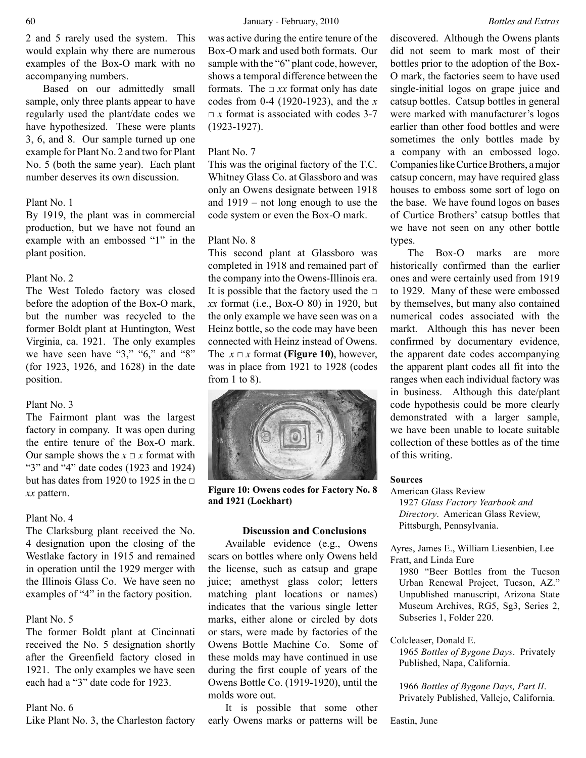2 and 5 rarely used the system. This would explain why there are numerous examples of the Box-O mark with no accompanying numbers.

Based on our admittedly small sample, only three plants appear to have regularly used the plant/date codes we have hypothesized. These were plants 3, 6, and 8. Our sample turned up one example for Plant No. 2 and two for Plant No. 5 (both the same year). Each plant number deserves its own discussion.

Plant No. 1
By 1919, the plant was in commercial production, but we have not found an example with an embossed "1" in the plant position.

Plant No. 2
The West Toledo factory was closed before the adoption of the Box-O mark, but the number was recycled to the former Boldt plant at Huntington, West Virginia, ca. 1921. The only examples we have seen have "3," "6," and "8" (for 1923, 1926, and 1628) in the date position.

Plant No. 3
The Fairmont plant was the largest factory in company. It was open during the entire tenure of the Box-O mark. Our sample shows the *x* □ *x* format with "3" and "4" date codes (1923 and 1924) but has dates from 1920 to 1925 in the □ *xx* pattern.

Plant No. 4
The Clarksburg plant received the No. 4 designation upon the closing of the Westlake factory in 1915 and remained in operation until the 1929 merger with the Illinois Glass Co. We have seen no examples of "4" in the factory position.

Plant No. 5
The former Boldt plant at Cincinnati received the No. 5 designation shortly after the Greenfield factory closed in 1921. The only examples we have seen each had a "3" date code for 1923.

Plant No. 6
Like Plant No. 3, the Charleston factory was active during the entire tenure of the Box-O mark and used both formats. Our sample with the "6" plant code, however, shows a temporal difference between the formats. The □ *xx* format only has date codes from 0-4 (1920-1923), and the *x* □ *x* format is associated with codes 3-7 (1923-1927).

Plant No. 7
This was the original factory of the T.C. Whitney Glass Co. at Glassboro and was only an Owens designate between 1918 and 1919 – not long enough to use the code system or even the Box-O mark.

Plant No. 8
This second plant at Glassboro was completed in 1918 and remained part of the company into the Owens-Illinois era. It is possible that the factory used the □ *xx* format (i.e., Box-O 80) in 1920, but the only example we have seen was on a Heinz bottle, so the code may have been connected with Heinz instead of Owens. The *x* □ *x* format **(Figure 10)**, however, was in place from 1921 to 1928 (codes from 1 to 8).

**Figure 10: Owens codes for Factory No. 8 and 1921 (Lockhart)**

## Discussion and Conclusions

Available evidence (e.g., Owens scars on bottles where only Owens held the license, such as catsup and grape juice; amethyst glass color; letters matching plant locations or names) indicates that the various single letter marks, either alone or circled by dots or stars, were made by factories of the Owens Bottle Machine Co. Some of these molds may have continued in use during the first couple of years of the Owens Bottle Co. (1919-1920), until the molds wore out.

It is possible that some other early Owens marks or patterns will be discovered. Although the Owens plants did not seem to mark most of their bottles prior to the adoption of the Box-O mark, the factories seem to have used single-initial logos on grape juice and catsup bottles. Catsup bottles in general were marked with manufacturer's logos earlier than other food bottles and were sometimes the only bottles made by a company with an embossed logo. Companies like Curtice Brothers, a major catsup concern, may have required glass houses to emboss some sort of logo on the base. We have found logos on bases of Curtice Brothers' catsup bottles that we have not seen on any other bottle types.

The Box-O marks are more historically confirmed than the earlier ones and were certainly used from 1919 to 1929. Many of these were embossed by themselves, but many also contained numerical codes associated with the markt. Although this has never been confirmed by documentary evidence, the apparent date codes accompanying the apparent plant codes all fit into the ranges when each individual factory was in business. Although this date/plant code hypothesis could be more clearly demonstrated with a larger sample, we have been unable to locate suitable collection of these bottles as of the time of this writing.

**Sources**

American Glass Review
1927 *Glass Factory Yearbook and Directory*. American Glass Review, Pittsburgh, Pennsylvania.

Ayres, James E., William Liesenbien, Lee Fratt, and Linda Eure
1980 "Beer Bottles from the Tucson Urban Renewal Project, Tucson, AZ." Unpublished manuscript, Arizona State Museum Archives, RG5, Sg3, Series 2, Subseries 1, Folder 220.

Colcleaser, Donald E.
1965 *Bottles of Bygone Days*. Privately Published, Napa, California.

1966 *Bottles of Bygone Days, Part II*. Privately Published, Vallejo, California.

Eastin, June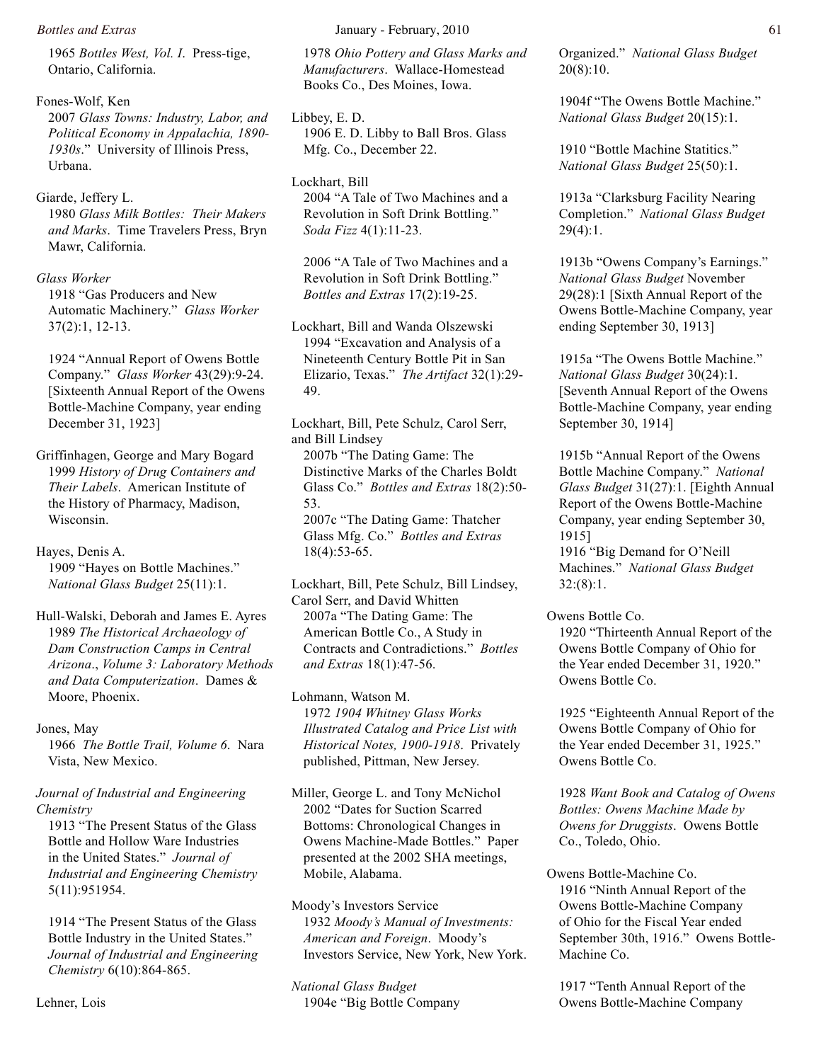1965 *Bottles West, Vol. I.* Press-tige, Ontario, California.

Fones-Wolf, Ken
2007 *Glass Towns: Industry, Labor, and Political Economy in Appalachia, 1890-1930s*." University of Illinois Press, Urbana.

Giarde, Jeffery L.
1980 *Glass Milk Bottles: Their Makers and Marks*. Time Travelers Press, Bryn Mawr, California.

*Glass Worker*
1918 "Gas Producers and New Automatic Machinery." *Glass Worker* 37(2):1, 12-13.

1924 "Annual Report of Owens Bottle Company." *Glass Worker* 43(29):9-24. [Sixteenth Annual Report of the Owens Bottle-Machine Company, year ending December 31, 1923]

Griffinhagen, George and Mary Bogard
1999 *History of Drug Containers and Their Labels*. American Institute of the History of Pharmacy, Madison, Wisconsin.

Hayes, Denis A.
1909 "Hayes on Bottle Machines." *National Glass Budget* 25(11):1.

Hull-Walski, Deborah and James E. Ayres
1989 *The Historical Archaeology of Dam Construction Camps in Central Arizona*., *Volume 3: Laboratory Methods and Data Computerization*. Dames & Moore, Phoenix.

Jones, May
1966 *The Bottle Trail, Volume 6*. Nara Vista, New Mexico.

*Journal of Industrial and Engineering Chemistry*
1913 "The Present Status of the Glass Bottle and Hollow Ware Industries in the United States." *Journal of Industrial and Engineering Chemistry* 5(11):951954.

1914 "The Present Status of the Glass Bottle Industry in the United States." *Journal of Industrial and Engineering Chemistry* 6(10):864-865.

Lehner, Lois
1978 *Ohio Pottery and Glass Marks and Manufacturers*. Wallace-Homestead Books Co., Des Moines, Iowa.

Libbey, E. D.
1906 E. D. Libby to Ball Bros. Glass Mfg. Co., December 22.

Lockhart, Bill
2004 "A Tale of Two Machines and a Revolution in Soft Drink Bottling." *Soda Fizz* 4(1):11-23.

2006 "A Tale of Two Machines and a Revolution in Soft Drink Bottling." *Bottles and Extras* 17(2):19-25.

Lockhart, Bill and Wanda Olszewski
1994 "Excavation and Analysis of a Nineteenth Century Bottle Pit in San Elizario, Texas." *The Artifact* 32(1):29-49.

Lockhart, Bill, Pete Schulz, Carol Serr, and Bill Lindsey
2007b "The Dating Game: The Distinctive Marks of the Charles Boldt Glass Co." *Bottles and Extras* 18(2):50-53.
2007c "The Dating Game: Thatcher Glass Mfg. Co." *Bottles and Extras* 18(4):53-65.

Lockhart, Bill, Pete Schulz, Bill Lindsey, Carol Serr, and David Whitten
2007a "The Dating Game: The American Bottle Co., A Study in Contracts and Contradictions." *Bottles and Extras* 18(1):47-56.

Lohmann, Watson M.
1972 *1904 Whitney Glass Works Illustrated Catalog and Price List with Historical Notes, 1900-1918*. Privately published, Pittman, New Jersey.

Miller, George L. and Tony McNichol
2002 "Dates for Suction Scarred Bottoms: Chronological Changes in Owens Machine-Made Bottles." Paper presented at the 2002 SHA meetings, Mobile, Alabama.

Moody's Investors Service
1932 *Moody's Manual of Investments: American and Foreign*. Moody's Investors Service, New York, New York.

*National Glass Budget*
1904e "Big Bottle Company Organized." *National Glass Budget* 20(8):10.

1904f "The Owens Bottle Machine." *National Glass Budget* 20(15):1.

1910 "Bottle Machine Statitics." *National Glass Budget* 25(50):1.

1913a "Clarksburg Facility Nearing Completion." *National Glass Budget* 29(4):1.

1913b "Owens Company's Earnings." *National Glass Budget* November 29(28):1 [Sixth Annual Report of the Owens Bottle-Machine Company, year ending September 30, 1913]

1915a "The Owens Bottle Machine." *National Glass Budget* 30(24):1. [Seventh Annual Report of the Owens Bottle-Machine Company, year ending September 30, 1914]

1915b "Annual Report of the Owens Bottle Machine Company." *National Glass Budget* 31(27):1. [Eighth Annual Report of the Owens Bottle-Machine Company, year ending September 30, 1915]
1916 "Big Demand for O'Neill Machines." *National Glass Budget* 32:(8):1.

Owens Bottle Co.
1920 "Thirteenth Annual Report of the Owens Bottle Company of Ohio for the Year ended December 31, 1920." Owens Bottle Co.

1925 "Eighteenth Annual Report of the Owens Bottle Company of Ohio for the Year ended December 31, 1925." Owens Bottle Co.

1928 *Want Book and Catalog of Owens Bottles: Owens Machine Made by Owens for Druggists*. Owens Bottle Co., Toledo, Ohio.

Owens Bottle-Machine Co.
1916 "Ninth Annual Report of the Owens Bottle-Machine Company of Ohio for the Fiscal Year ended September 30th, 1916." Owens Bottle-Machine Co.

1917 "Tenth Annual Report of the Owens Bottle-Machine Company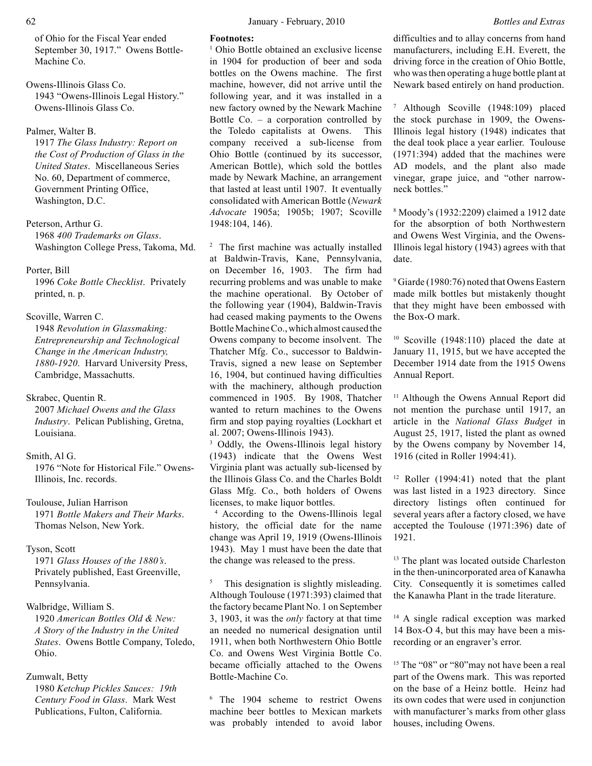of Ohio for the Fiscal Year ended September 30, 1917." Owens Bottle-Machine Co.

Owens-Illinois Glass Co.
1943 "Owens-Illinois Legal History." Owens-Illinois Glass Co.

Palmer, Walter B.
1917 *The Glass Industry: Report on the Cost of Production of Glass in the United States*. Miscellaneous Series No. 60, Department of commerce, Government Printing Office, Washington, D.C.

Peterson, Arthur G.
1968 *400 Trademarks on Glass*. Washington College Press, Takoma, Md.

Porter, Bill
1996 *Coke Bottle Checklist*. Privately printed, n. p.

Scoville, Warren C.
1948 *Revolution in Glassmaking: Entrepreneurship and Technological Change in the American Industry, 1880-1920*. Harvard University Press, Cambridge, Massachutts.

Skrabec, Quentin R.
2007 *Michael Owens and the Glass Industry*. Pelican Publishing, Gretna, Louisiana.

Smith, Al G.
1976 "Note for Historical File." Owens-Illinois, Inc. records.

Toulouse, Julian Harrison
1971 *Bottle Makers and Their Marks*. Thomas Nelson, New York.

Tyson, Scott
1971 *Glass Houses of the 1880's*. Privately published, East Greenville, Pennsylvania.

Walbridge, William S.
1920 *American Bottles Old & New: A Story of the Industry in the United States*. Owens Bottle Company, Toledo, Ohio.

Zumwalt, Betty
1980 *Ketchup Pickles Sauces: 19th Century Food in Glass*. Mark West Publications, Fulton, California.

**Footnotes:**

[1] Ohio Bottle obtained an exclusive license in 1904 for production of beer and soda bottles on the Owens machine. The first machine, however, did not arrive until the following year, and it was installed in a new factory owned by the Newark Machine Bottle Co. – a corporation controlled by the Toledo capitalists at Owens. This company received a sub-license from Ohio Bottle (continued by its successor, American Bottle), which sold the bottles made by Newark Machine, an arrangement that lasted at least until 1907. It eventually consolidated with American Bottle (*Newark Advocate* 1905a; 1905b; 1907; Scoville 1948:104, 146).

[2] The first machine was actually installed at Baldwin-Travis, Kane, Pennsylvania, on December 16, 1903. The firm had recurring problems and was unable to make the machine operational. By October of the following year (1904), Baldwin-Travis had ceased making payments to the Owens Bottle Machine Co., which almost caused the Owens company to become insolvent. The Thatcher Mfg. Co., successor to Baldwin-Travis, signed a new lease on September 16, 1904, but continued having difficulties with the machinery, although production commenced in 1905. By 1908, Thatcher wanted to return machines to the Owens firm and stop paying royalties (Lockhart et al. 2007; Owens-Illinois 1943).

[3] Oddly, the Owens-Illinois legal history (1943) indicate that the Owens West Virginia plant was actually sub-licensed by the Illinois Glass Co. and the Charles Boldt Glass Mfg. Co., both holders of Owens licenses, to make liquor bottles.

[4] According to the Owens-Illinois legal history, the official date for the name change was April 19, 1919 (Owens-Illinois 1943). May 1 must have been the date that the change was released to the press.

[5] This designation is slightly misleading. Although Toulouse (1971:393) claimed that the factory became Plant No. 1 on September 3, 1903, it was the *only* factory at that time an needed no numerical designation until 1911, when both Northwestern Ohio Bottle Co. and Owens West Virginia Bottle Co. became officially attached to the Owens Bottle-Machine Co.

[6] The 1904 scheme to restrict Owens machine beer bottles to Mexican markets was probably intended to avoid labor difficulties and to allay concerns from hand manufacturers, including E.H. Everett, the driving force in the creation of Ohio Bottle, who was then operating a huge bottle plant at Newark based entirely on hand production.

[7] Although Scoville (1948:109) placed the stock purchase in 1909, the Owens-Illinois legal history (1948) indicates that the deal took place a year earlier. Toulouse (1971:394) added that the machines were AD models, and the plant also made vinegar, grape juice, and "other narrow-neck bottles."

[8] Moody's (1932:2209) claimed a 1912 date for the absorption of both Northwestern and Owens West Virginia, and the Owens-Illinois legal history (1943) agrees with that date.

[9] Giarde (1980:76) noted that Owens Eastern made milk bottles but mistakenly thought that they might have been embossed with the Box-O mark.

[10] Scoville (1948:110) placed the date at January 11, 1915, but we have accepted the December 1914 date from the 1915 Owens Annual Report.

[11] Although the Owens Annual Report did not mention the purchase until 1917, an article in the *National Glass Budget* in August 25, 1917, listed the plant as owned by the Owens company by November 14, 1916 (cited in Roller 1994:41).

[12] Roller (1994:41) noted that the plant was last listed in a 1923 directory. Since directory listings often continued for several years after a factory closed, we have accepted the Toulouse (1971:396) date of 1921.

[13] The plant was located outside Charleston in the then-unincorporated area of Kanawha City. Consequently it is sometimes called the Kanawha Plant in the trade literature.

[14] A single radical exception was marked 14 Box-O 4, but this may have been a mis-recording or an engraver's error.

[15] The "08" or "80" may not have been a real part of the Owens mark. This was reported on the base of a Heinz bottle. Heinz had its own codes that were used in conjunction with manufacturer's marks from other glass houses, including Owens.